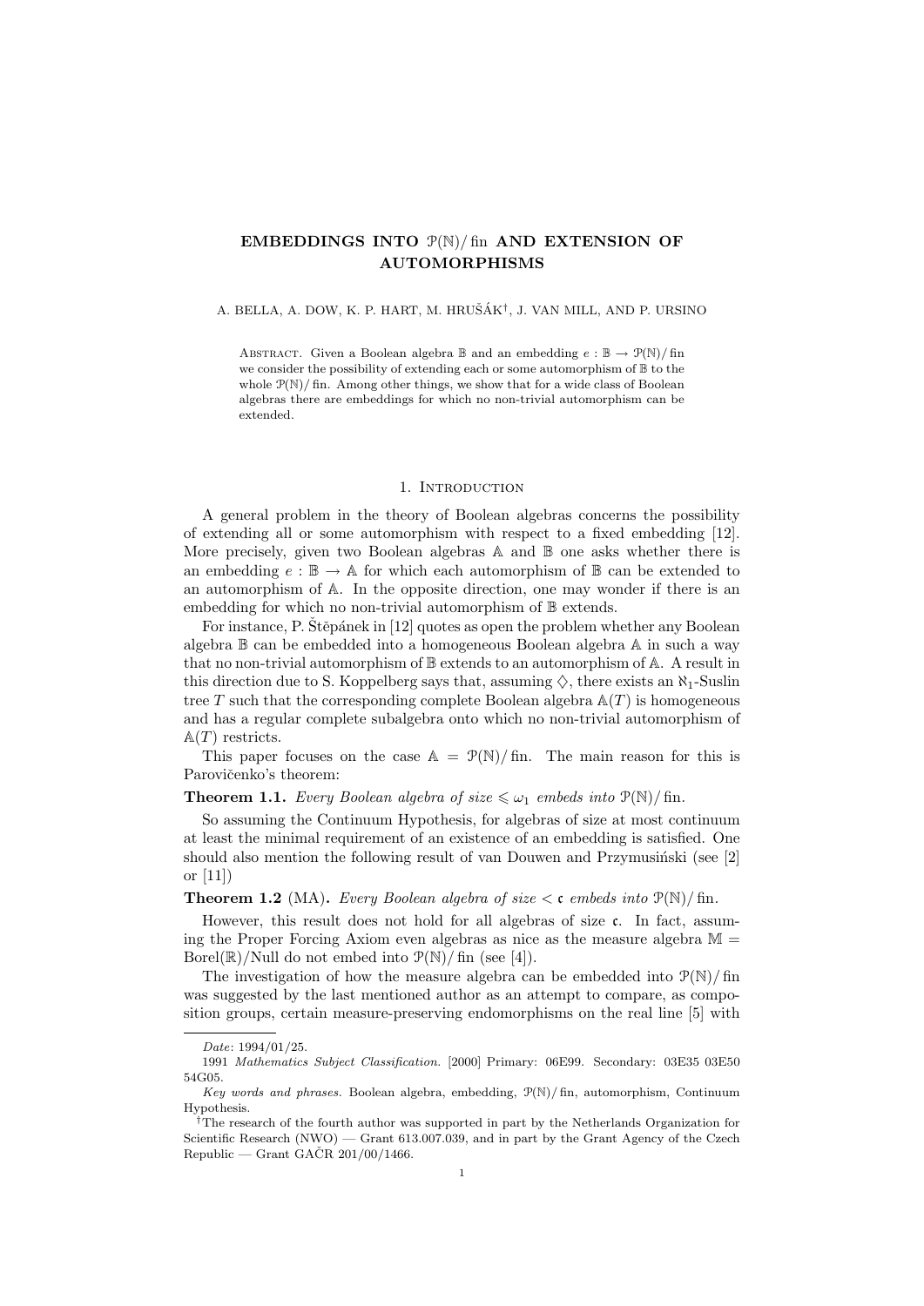# EMBEDDINGS INTO $\mathcal{P}(\mathbb{N})/\text{fin}$ AND EXTENSION OF AUTOMORPHISMS

A. BELLA, A. DOW, K. P. HART, M. HRUŠÁK[†], J. VAN MILL, AND P. URSINO

ABSTRACT. Given a Boolean algebra $\mathbb{B}$ and an embedding $e : \mathbb{B} \to \mathcal{P}(\mathbb{N})/\text{fin}$ we consider the possibility of extending each or some automorphism of $\mathbb{B}$ to the whole $\mathcal{P}(\mathbb{N})/\text{fin}$. Among other things, we show that for a wide class of Boolean algebras there are embeddings for which no non-trivial automorphism can be extended.

## 1. Introduction

A general problem in the theory of Boolean algebras concerns the possibility of extending all or some automorphism with respect to a fixed embedding [12]. More precisely, given two Boolean algebras $\mathbb{A}$ and $\mathbb{B}$ one asks whether there is an embedding $e : \mathbb{B} \to \mathbb{A}$ for which each automorphism of $\mathbb{B}$ can be extended to an automorphism of $\mathbb{A}$. In the opposite direction, one may wonder if there is an embedding for which no non-trivial automorphism of $\mathbb{B}$ extends.

For instance, P. Štěpánek in [12] quotes as open the problem whether any Boolean algebra $\mathbb{B}$ can be embedded into a homogeneous Boolean algebra $\mathbb{A}$ in such a way that no non-trivial automorphism of $\mathbb{B}$ extends to an automorphism of $\mathbb{A}$. A result in this direction due to S. Koppelberg says that, assuming $\diamondsuit$, there exists an $\aleph_1$-Suslin tree $T$ such that the corresponding complete Boolean algebra $\mathbb{A}(T)$ is homogeneous and has a regular complete subalgebra onto which no non-trivial automorphism of $\mathbb{A}(T)$ restricts.

This paper focuses on the case $\mathbb{A} = \mathcal{P}(\mathbb{N})/\text{fin}$. The main reason for this is Parovičenko's theorem:

**Theorem 1.1.** *Every Boolean algebra of size $\leqslant \omega_1$ embeds into $\mathcal{P}(\mathbb{N})/\text{fin}$.*

So assuming the Continuum Hypothesis, for algebras of size at most continuum at least the minimal requirement of an existence of an embedding is satisfied. One should also mention the following result of van Douwen and Przymusiński (see [2] or [11])

**Theorem 1.2** (MA). *Every Boolean algebra of size $< \mathfrak{c}$ embeds into $\mathcal{P}(\mathbb{N})/\text{fin}$.*

However, this result does not hold for all algebras of size $\mathfrak{c}$. In fact, assuming the Proper Forcing Axiom even algebras as nice as the measure algebra $\mathbb{M} = \text{Borel}(\mathbb{R})/\text{Null}$ do not embed into $\mathcal{P}(\mathbb{N})/\text{fin}$ (see [4]).

The investigation of how the measure algebra can be embedded into $\mathcal{P}(\mathbb{N})/\text{fin}$ was suggested by the last mentioned author as an attempt to compare, as composition groups, certain measure-preserving endomorphisms on the real line [5] with

---

*Date*: 1994/01/25.

1991 *Mathematics Subject Classification.* [2000] Primary: 06E99. Secondary: 03E35 03E50 54G05.

*Key words and phrases.* Boolean algebra, embedding, $\mathcal{P}(\mathbb{N})/\text{fin}$, automorphism, Continuum Hypothesis.

[†]The research of the fourth author was supported in part by the Netherlands Organization for Scientific Research (NWO) — Grant 613.007.039, and in part by the Grant Agency of the Czech Republic — Grant GAČR 201/00/1466.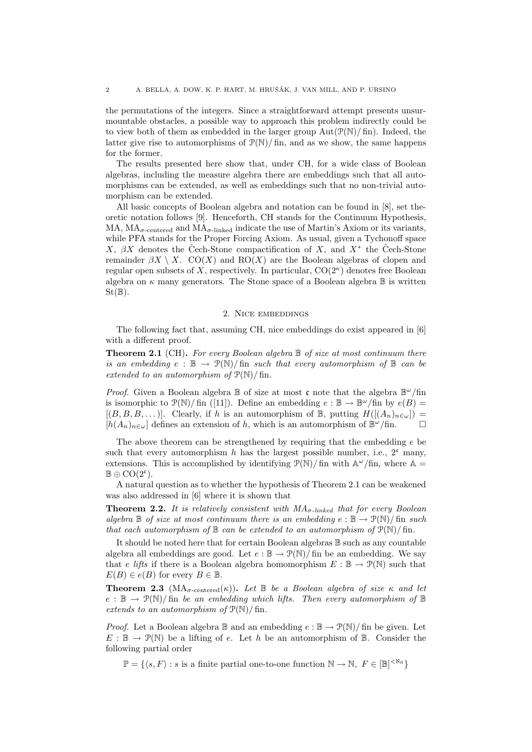the permutations of the integers. Since a straightforward attempt presents unsurmountable obstacles, a possible way to approach this problem indirectly could be to view both of them as embedded in the larger group $\mathrm{Aut}(\mathcal{P}(\mathbb{N})/\mathrm{fin})$. Indeed, the latter give rise to automorphisms of $\mathcal{P}(\mathbb{N})/\mathrm{fin}$, and as we show, the same happens for the former.

The results presented here show that, under CH, for a wide class of Boolean algebras, including the measure algebra there are embeddings such that all automorphisms can be extended, as well as embeddings such that no non-trivial automorphism can be extended.

All basic concepts of Boolean algebra and notation can be found in [8], set theoretic notation follows [9]. Henceforth, CH stands for the Continuum Hypothesis, MA, $\mathrm{MA}_{\sigma\text{-centered}}$ and $\mathrm{MA}_{\sigma\text{-linked}}$ indicate the use of Martin's Axiom or its variants, while PFA stands for the Proper Forcing Axiom. As usual, given a Tychonoff space $X$, $\beta X$ denotes the Čech-Stone compactification of $X$, and $X^*$ the Čech-Stone remainder $\beta X \setminus X$. $\mathrm{CO}(X)$ and $\mathrm{RO}(X)$ are the Boolean algebras of clopen and regular open subsets of $X$, respectively. In particular, $\mathrm{CO}(2^\kappa)$ denotes free Boolean algebra on $\kappa$ many generators. The Stone space of a Boolean algebra $\mathbb{B}$ is written $\mathrm{St}(\mathbb{B})$.

## 2. Nice embeddings

The following fact that, assuming CH, nice embeddings do exist appeared in [6] with a different proof.

**Theorem 2.1** (CH). *For every Boolean algebra $\mathbb{B}$ of size at most continuum there is an embedding $e : \mathbb{B} \to \mathcal{P}(\mathbb{N})/\mathrm{fin}$ such that every automorphism of $\mathbb{B}$ can be extended to an automorphism of $\mathcal{P}(\mathbb{N})/\mathrm{fin}$.*

*Proof.* Given a Boolean algebra $\mathbb{B}$ of size at most $\mathfrak{c}$ note that the algebra $\mathbb{B}^\omega/\mathrm{fin}$ is isomorphic to $\mathcal{P}(\mathbb{N})/\mathrm{fin}$ ([11]). Define an embedding $e : \mathbb{B} \to \mathbb{B}^\omega/\mathrm{fin}$ by $e(B) = [(B, B, B, \dots)]$. Clearly, if $h$ is an automorphism of $\mathbb{B}$, putting $H([(A_n)_{n\in\omega}]) = [h(A_n)_{n\in\omega}]$ defines an extension of $h$, which is an automorphism of $\mathbb{B}^\omega/\mathrm{fin}$. $\square$

The above theorem can be strengthened by requiring that the embedding $e$ be such that every automorphism $h$ has the largest possible number, i.e., $2^\mathfrak{c}$ many, extensions. This is accomplished by identifying $\mathcal{P}(\mathbb{N})/\mathrm{fin}$ with $\mathbb{A}^\omega/\mathrm{fin}$, where $\mathbb{A} = \mathbb{B} \oplus \mathrm{CO}(2^\mathfrak{c})$.

A natural question as to whether the hypothesis of Theorem 2.1 can be weakened was also addressed in [6] where it is shown that

**Theorem 2.2.** *It is relatively consistent with $MA_{\sigma\text{-linked}}$ that for every Boolean algebra $\mathbb{B}$ of size at most continuum there is an embedding $e : \mathbb{B} \to \mathcal{P}(\mathbb{N})/\mathrm{fin}$ such that each automorphism of $\mathbb{B}$ can be extended to an automorphism of $\mathcal{P}(\mathbb{N})/\mathrm{fin}$.*

It should be noted here that for certain Boolean algebras $\mathbb{B}$ such as any countable algebra all embeddings are good. Let $e : \mathbb{B} \to \mathcal{P}(\mathbb{N})/\mathrm{fin}$ be an embedding. We say that $e$ *lifts* if there is a Boolean algebra homomorphism $E : \mathbb{B} \to \mathcal{P}(\mathbb{N})$ such that $E(B) \in e(B)$ for every $B \in \mathbb{B}$.

**Theorem 2.3** ($\mathrm{MA}_{\sigma\text{-centered}}(\kappa)$). *Let $\mathbb{B}$ be a Boolean algebra of size $\kappa$ and let $e : \mathbb{B} \to \mathcal{P}(\mathbb{N})/\mathrm{fin}$ be an embedding which lifts. Then every automorphism of $\mathbb{B}$ extends to an automorphism of $\mathcal{P}(\mathbb{N})/\mathrm{fin}$.*

*Proof.* Let a Boolean algebra $\mathbb{B}$ and an embedding $e : \mathbb{B} \to \mathcal{P}(\mathbb{N})/\mathrm{fin}$ be given. Let $E : \mathbb{B} \to \mathcal{P}(\mathbb{N})$ be a lifting of $e$. Let $h$ be an automorphism of $\mathbb{B}$. Consider the following partial order

$$\mathbb{P} = \{\langle s, F\rangle : s \text{ is a finite partial one-to-one function } \mathbb{N} \to \mathbb{N},\ F \in [\mathbb{B}]^{<\aleph_0}\}$$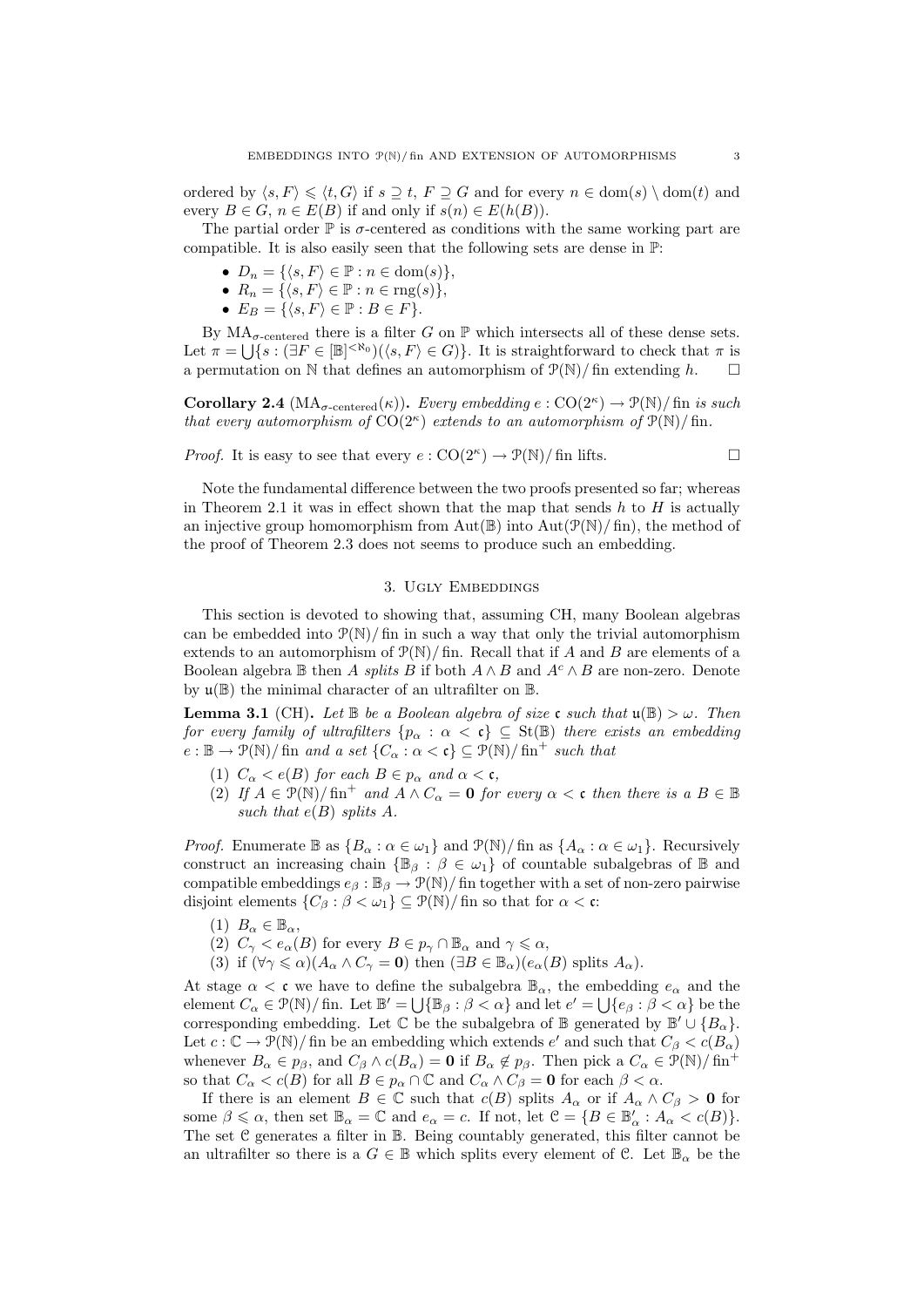ordered by $\langle s, F\rangle \leqslant \langle t, G\rangle$ if $s \supseteq t$, $F \supseteq G$ and for every $n \in \mathrm{dom}(s) \setminus \mathrm{dom}(t)$ and every $B \in G$, $n \in E(B)$ if and only if $s(n) \in E(h(B))$.

The partial order $\mathbb{P}$ is $\sigma$-centered as conditions with the same working part are compatible. It is also easily seen that the following sets are dense in $\mathbb{P}$:

- $D_n = \{\langle s, F\rangle \in \mathbb{P} : n \in \mathrm{dom}(s)\}$,
- $R_n = \{\langle s, F\rangle \in \mathbb{P} : n \in \mathrm{rng}(s)\}$,
- $E_B = \{\langle s, F\rangle \in \mathbb{P} : B \in F\}$.

By $\mathrm{MA}_{\sigma\text{-centered}}$ there is a filter $G$ on $\mathbb{P}$ which intersects all of these dense sets. Let $\pi = \bigcup\{s : (\exists F \in [\mathbb{B}]^{<\aleph_0})(\langle s, F\rangle \in G)\}$. It is straightforward to check that $\pi$ is a permutation on $\mathbb{N}$ that defines an automorphism of $\mathcal{P}(\mathbb{N})/\mathrm{fin}$ extending $h$. $\square$

**Corollary 2.4** ($\mathrm{MA}_{\sigma\text{-centered}}(\kappa)$). *Every embedding $e : \mathrm{CO}(2^\kappa) \to \mathcal{P}(\mathbb{N})/\mathrm{fin}$ is such that every automorphism of $\mathrm{CO}(2^\kappa)$ extends to an automorphism of $\mathcal{P}(\mathbb{N})/\mathrm{fin}$.*

*Proof.* It is easy to see that every $e : \mathrm{CO}(2^\kappa) \to \mathcal{P}(\mathbb{N})/\mathrm{fin}$ lifts. $\square$

Note the fundamental difference between the two proofs presented so far; whereas in Theorem 2.1 it was in effect shown that the map that sends $h$ to $H$ is actually an injective group homomorphism from $\mathrm{Aut}(\mathbb{B})$ into $\mathrm{Aut}(\mathcal{P}(\mathbb{N})/\mathrm{fin})$, the method of the proof of Theorem 2.3 does not seems to produce such an embedding.

## 3. Ugly Embeddings

This section is devoted to showing that, assuming CH, many Boolean algebras can be embedded into $\mathcal{P}(\mathbb{N})/\mathrm{fin}$ in such a way that only the trivial automorphism extends to an automorphism of $\mathcal{P}(\mathbb{N})/\mathrm{fin}$. Recall that if $A$ and $B$ are elements of a Boolean algebra $\mathbb{B}$ then $A$ *splits* $B$ if both $A \wedge B$ and $A^c \wedge B$ are non-zero. Denote by $\mathfrak{u}(\mathbb{B})$ the minimal character of an ultrafilter on $\mathbb{B}$.

**Lemma 3.1** (CH). *Let $\mathbb{B}$ be a Boolean algebra of size $\mathfrak{c}$ such that $\mathfrak{u}(\mathbb{B}) > \omega$. Then for every family of ultrafilters $\{p_\alpha : \alpha < \mathfrak{c}\} \subseteq \mathrm{St}(\mathbb{B})$ there exists an embedding $e : \mathbb{B} \to \mathcal{P}(\mathbb{N})/\mathrm{fin}$ and a set $\{C_\alpha : \alpha < \mathfrak{c}\} \subseteq \mathcal{P}(\mathbb{N})/\mathrm{fin}^+$ such that*

1. *$C_\alpha < e(B)$ for each $B \in p_\alpha$ and $\alpha < \mathfrak{c}$,*
2. *If $A \in \mathcal{P}(\mathbb{N})/\mathrm{fin}^+$ and $A \wedge C_\alpha = \mathbf{0}$ for every $\alpha < \mathfrak{c}$ then there is a $B \in \mathbb{B}$ such that $e(B)$ splits $A$.*

*Proof.* Enumerate $\mathbb{B}$ as $\{B_\alpha : \alpha \in \omega_1\}$ and $\mathcal{P}(\mathbb{N})/\mathrm{fin}$ as $\{A_\alpha : \alpha \in \omega_1\}$. Recursively construct an increasing chain $\{\mathbb{B}_\beta : \beta \in \omega_1\}$ of countable subalgebras of $\mathbb{B}$ and compatible embeddings $e_\beta : \mathbb{B}_\beta \to \mathcal{P}(\mathbb{N})/\mathrm{fin}$ together with a set of non-zero pairwise disjoint elements $\{C_\beta : \beta < \omega_1\} \subseteq \mathcal{P}(\mathbb{N})/\mathrm{fin}$ so that for $\alpha < \mathfrak{c}$:

1. $B_\alpha \in \mathbb{B}_\alpha$,
2. $C_\gamma < e_\alpha(B)$ for every $B \in p_\gamma \cap \mathbb{B}_\alpha$ and $\gamma \leqslant \alpha$,
3. if $(\forall \gamma \leqslant \alpha)(A_\alpha \wedge C_\gamma = \mathbf{0})$ then $(\exists B \in \mathbb{B}_\alpha)(e_\alpha(B)$ splits $A_\alpha)$.

At stage $\alpha < \mathfrak{c}$ we have to define the subalgebra $\mathbb{B}_\alpha$, the embedding $e_\alpha$ and the element $C_\alpha \in \mathcal{P}(\mathbb{N})/\mathrm{fin}$. Let $\mathbb{B}' = \bigcup\{\mathbb{B}_\beta : \beta < \alpha\}$ and let $e' = \bigcup\{e_\beta : \beta < \alpha\}$ be the corresponding embedding. Let $\mathbb{C}$ be the subalgebra of $\mathbb{B}$ generated by $\mathbb{B}' \cup \{B_\alpha\}$. Let $c : \mathbb{C} \to \mathcal{P}(\mathbb{N})/\mathrm{fin}$ be an embedding which extends $e'$ and such that $C_\beta < c(B_\alpha)$ whenever $B_\alpha \in p_\beta$, and $C_\beta \wedge c(B_\alpha) = \mathbf{0}$ if $B_\alpha \notin p_\beta$. Then pick a $C_\alpha \in \mathcal{P}(\mathbb{N})/\mathrm{fin}^+$ so that $C_\alpha < c(B)$ for all $B \in p_\alpha \cap \mathbb{C}$ and $C_\alpha \wedge C_\beta = \mathbf{0}$ for each $\beta < \alpha$.

If there is an element $B \in \mathbb{C}$ such that $c(B)$ splits $A_\alpha$ or if $A_\alpha \wedge C_\beta > \mathbf{0}$ for some $\beta \leqslant \alpha$, then set $\mathbb{B}_\alpha = \mathbb{C}$ and $e_\alpha = c$. If not, let $\mathcal{C} = \{B \in \mathbb{B}'_\alpha : A_\alpha < c(B)\}$. The set $\mathcal{C}$ generates a filter in $\mathbb{B}$. Being countably generated, this filter cannot be an ultrafilter so there is a $G \in \mathbb{B}$ which splits every element of $\mathcal{C}$. Let $\mathbb{B}_\alpha$ be the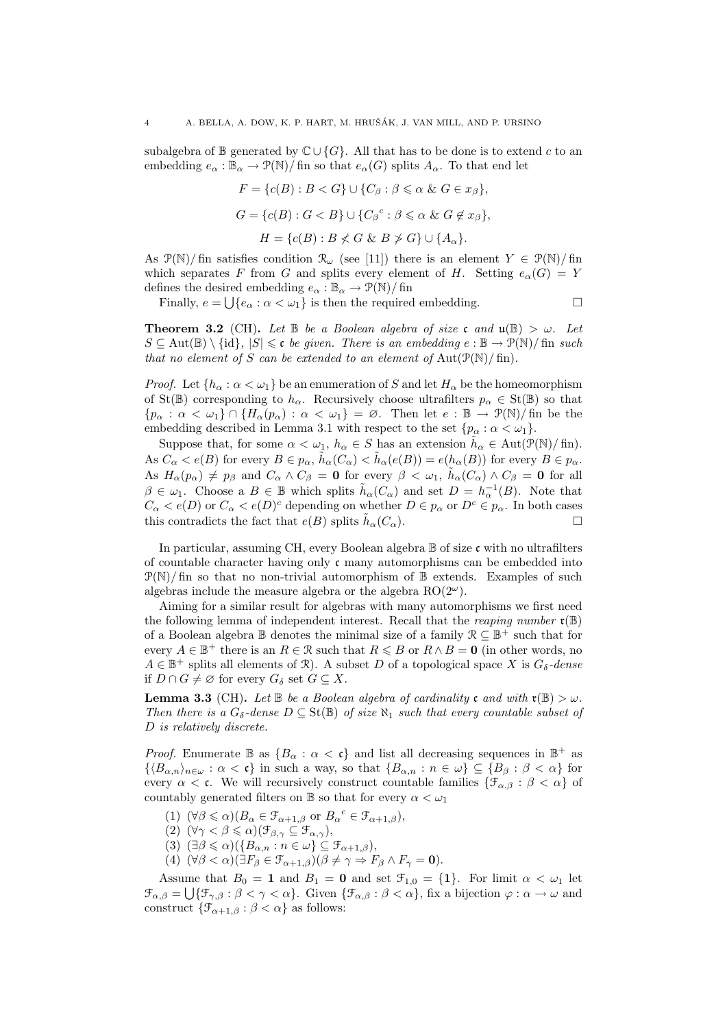subalgebra of $\mathbb{B}$ generated by $\mathbb{C} \cup \{G\}$. All that has to be done is to extend $c$ to an embedding $e_\alpha : \mathbb{B}_\alpha \to \mathcal{P}(\mathbb{N})/\operatorname{fin}$ so that $e_\alpha(G)$ splits $A_\alpha$. To that end let

$$F = \{c(B) : B < G\} \cup \{C_\beta : \beta \leqslant \alpha \ \&\ G \in x_\beta\},$$

$$G = \{c(B) : G < B\} \cup \{{C_\beta}^c : \beta \leqslant \alpha \ \&\ G \notin x_\beta\},$$

$$H = \{c(B) : B \not< G \ \&\ B \not> G\} \cup \{A_\alpha\}.$$

As $\mathcal{P}(\mathbb{N})/\operatorname{fin}$ satisfies condition $\mathcal{R}_\omega$ (see [11]) there is an element $Y \in \mathcal{P}(\mathbb{N})/\operatorname{fin}$ which separates $F$ from $G$ and splits every element of $H$. Setting $e_\alpha(G) = Y$ defines the desired embedding $e_\alpha : \mathbb{B}_\alpha \to \mathcal{P}(\mathbb{N})/\operatorname{fin}$

Finally, $e = \bigcup\{e_\alpha : \alpha < \omega_1\}$ is then the required embedding. □

**Theorem 3.2** (CH). *Let $\mathbb{B}$ be a Boolean algebra of size $\mathfrak{c}$ and $\mathfrak{u}(\mathbb{B}) > \omega$. Let $S \subseteq \operatorname{Aut}(\mathbb{B}) \setminus \{\mathrm{id}\}$, $|S| \leqslant \mathfrak{c}$ be given. There is an embedding $e : \mathbb{B} \to \mathcal{P}(\mathbb{N})/\operatorname{fin}$ such that no element of $S$ can be extended to an element of $\operatorname{Aut}(\mathcal{P}(\mathbb{N})/\operatorname{fin})$.*

*Proof.* Let $\{h_\alpha : \alpha < \omega_1\}$ be an enumeration of $S$ and let $H_\alpha$ be the homeomorphism of $\operatorname{St}(\mathbb{B})$ corresponding to $h_\alpha$. Recursively choose ultrafilters $p_\alpha \in \operatorname{St}(\mathbb{B})$ so that $\{p_\alpha : \alpha < \omega_1\} \cap \{H_\alpha(p_\alpha) : \alpha < \omega_1\} = \varnothing$. Then let $e : \mathbb{B} \to \mathcal{P}(\mathbb{N})/\operatorname{fin}$ be the embedding described in Lemma 3.1 with respect to the set $\{p_\alpha : \alpha < \omega_1\}$.

Suppose that, for some $\alpha < \omega_1$, $h_\alpha \in S$ has an extension $\tilde{h}_\alpha \in \operatorname{Aut}(\mathcal{P}(\mathbb{N})/\operatorname{fin})$. As $C_\alpha < e(B)$ for every $B \in p_\alpha$, $\tilde{h}_\alpha(C_\alpha) < \tilde{h}_\alpha(e(B)) = e(h_\alpha(B))$ for every $B \in p_\alpha$. As $H_\alpha(p_\alpha) \neq p_\beta$ and $C_\alpha \wedge C_\beta = \mathbf{0}$ for every $\beta < \omega_1$, $\tilde{h}_\alpha(C_\alpha) \wedge C_\beta = \mathbf{0}$ for all $\beta \in \omega_1$. Choose a $B \in \mathbb{B}$ which splits $\tilde{h}_\alpha(C_\alpha)$ and set $D = h_\alpha^{-1}(B)$. Note that $C_\alpha < e(D)$ or $C_\alpha < e(D)^c$ depending on whether $D \in p_\alpha$ or $D^c \in p_\alpha$. In both cases this contradicts the fact that $e(B)$ splits $\tilde{h}_\alpha(C_\alpha)$. □

In particular, assuming CH, every Boolean algebra $\mathbb{B}$ of size $\mathfrak{c}$ with no ultrafilters of countable character having only $\mathfrak{c}$ many automorphisms can be embedded into $\mathcal{P}(\mathbb{N})/\operatorname{fin}$ so that no non-trivial automorphism of $\mathbb{B}$ extends. Examples of such algebras include the measure algebra or the algebra $\operatorname{RO}(2^\omega)$.

Aiming for a similar result for algebras with many automorphisms we first need the following lemma of independent interest. Recall that the *reaping number* $\mathfrak{r}(\mathbb{B})$ of a Boolean algebra $\mathbb{B}$ denotes the minimal size of a family $\mathcal{R} \subseteq \mathbb{B}^+$ such that for every $A \in \mathbb{B}^+$ there is an $R \in \mathcal{R}$ such that $R \leqslant B$ or $R \wedge B = \mathbf{0}$ (in other words, no $A \in \mathbb{B}^+$ splits all elements of $\mathcal{R}$). A subset $D$ of a topological space $X$ is *$G_\delta$-dense* if $D \cap G \neq \varnothing$ for every $G_\delta$ set $G \subseteq X$.

**Lemma 3.3** (CH). *Let $\mathbb{B}$ be a Boolean algebra of cardinality $\mathfrak{c}$ and with $\mathfrak{r}(\mathbb{B}) > \omega$. Then there is a $G_\delta$-dense $D \subseteq \operatorname{St}(\mathbb{B})$ of size $\aleph_1$ such that every countable subset of $D$ is relatively discrete.*

*Proof.* Enumerate $\mathbb{B}$ as $\{B_\alpha : \alpha < \mathfrak{c}\}$ and list all decreasing sequences in $\mathbb{B}^+$ as $\{\langle B_{\alpha,n}\rangle_{n\in\omega} : \alpha < \mathfrak{c}\}$ in such a way, so that $\{B_{\alpha,n} : n \in \omega\} \subseteq \{B_\beta : \beta < \alpha\}$ for every $\alpha < \mathfrak{c}$. We will recursively construct countable families $\{\mathcal{F}_{\alpha,\beta} : \beta < \alpha\}$ of countably generated filters on $\mathbb{B}$ so that for every $\alpha < \omega_1$

1. $(\forall\beta \leqslant \alpha)(B_\alpha \in \mathcal{F}_{\alpha+1,\beta}$ or ${B_\alpha}^c \in \mathcal{F}_{\alpha+1,\beta})$,
2. $(\forall\gamma < \beta \leqslant \alpha)(\mathcal{F}_{\beta,\gamma} \subseteq \mathcal{F}_{\alpha,\gamma})$,
3. $(\exists\beta \leqslant \alpha)(\{B_{\alpha,n} : n \in \omega\} \subseteq \mathcal{F}_{\alpha+1,\beta})$,
4. $(\forall\beta < \alpha)(\exists F_\beta \in \mathcal{F}_{\alpha+1,\beta})(\beta \neq \gamma \Rightarrow F_\beta \wedge F_\gamma = \mathbf{0})$.

Assume that $B_0 = \mathbf{1}$ and $B_1 = \mathbf{0}$ and set $\mathcal{F}_{1,0} = \{\mathbf{1}\}$. For limit $\alpha < \omega_1$ let $\mathcal{F}_{\alpha,\beta} = \bigcup\{\mathcal{F}_{\gamma,\beta} : \beta < \gamma < \alpha\}$. Given $\{\mathcal{F}_{\alpha,\beta} : \beta < \alpha\}$, fix a bijection $\varphi : \alpha \to \omega$ and construct $\{\mathcal{F}_{\alpha+1,\beta} : \beta < \alpha\}$ as follows: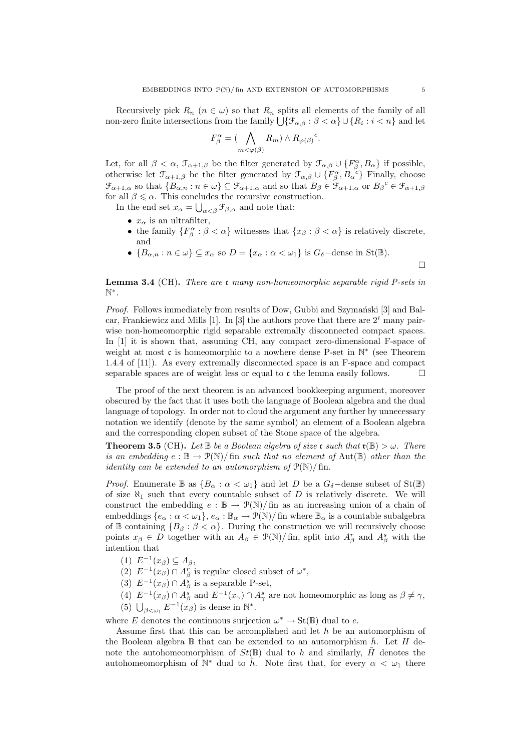Recursively pick $R_n$ ($n \in \omega$) so that $R_n$ splits all elements of the family of all non-zero finite intersections from the family $\bigcup\{\mathcal{F}_{\alpha,\beta} : \beta < \alpha\} \cup \{R_i : i < n\}$ and let

$$F^\alpha_\beta = (\bigwedge_{m<\varphi(\beta)} R_m) \wedge {R_{\varphi(\beta)}}^c.$$

Let, for all $\beta < \alpha$, $\mathcal{F}_{\alpha+1,\beta}$ be the filter generated by $\mathcal{F}_{\alpha,\beta} \cup \{F^\alpha_\beta, B_\alpha\}$ if possible, otherwise let $\mathcal{F}_{\alpha+1,\beta}$ be the filter generated by $\mathcal{F}_{\alpha,\beta} \cup \{F^\alpha_\beta, {B_\alpha}^c\}$ Finally, choose $\mathcal{F}_{\alpha+1,\alpha}$ so that $\{B_{\alpha,n} : n \in \omega\} \subseteq \mathcal{F}_{\alpha+1,\alpha}$ and so that $B_\beta \in \mathcal{F}_{\alpha+1,\alpha}$ or ${B_\beta}^c \in \mathcal{F}_{\alpha+1,\beta}$ for all $\beta \leqslant \alpha$. This concludes the recursive construction.

In the end set $x_\alpha = \bigcup_{\alpha<\beta} \mathcal{F}_{\beta,\alpha}$ and note that:

- $x_\alpha$ is an ultrafilter,
- the family $\{F^\alpha_\beta : \beta < \alpha\}$ witnesses that $\{x_\beta : \beta < \alpha\}$ is relatively discrete, and
- $\{B_{\alpha,n} : n \in \omega\} \subseteq x_\alpha$ so $D = \{x_\alpha : \alpha < \omega_1\}$ is $G_\delta$−dense in $\mathrm{St}(\mathbb{B})$.

□

**Lemma 3.4** (CH)**.** *There are $\mathfrak{c}$ many non-homeomorphic separable rigid P-sets in $\mathbb{N}^*$.*

*Proof.* Follows immediately from results of Dow, Gubbi and Szymański [3] and Balcar, Frankiewicz and Mills [1]. In [3] the authors prove that there are $2^\mathfrak{c}$ many pairwise non-homeomorphic rigid separable extremally disconnected compact spaces. In [1] it is shown that, assuming CH, any compact zero-dimensional F-space of weight at most $\mathfrak{c}$ is homeomorphic to a nowhere dense P-set in $\mathbb{N}^*$ (see Theorem 1.4.4 of [11]). As every extremally disconnected space is an F-space and compact separable spaces are of weight less or equal to $\mathfrak{c}$ the lemma easily follows. □

The proof of the next theorem is an advanced bookkeeping argument, moreover obscured by the fact that it uses both the language of Boolean algebra and the dual language of topology. In order not to cloud the argument any further by unnecessary notation we identify (denote by the same symbol) an element of a Boolean algebra and the corresponding clopen subset of the Stone space of the algebra.

**Theorem 3.5** (CH)**.** *Let $\mathbb{B}$ be a Boolean algebra of size $\mathfrak{c}$ such that $\mathfrak{r}(\mathbb{B}) > \omega$. There is an embedding $e : \mathbb{B} \to \mathcal{P}(\mathbb{N})/\mathrm{fin}$ such that no element of $\mathrm{Aut}(\mathbb{B})$ other than the identity can be extended to an automorphism of $\mathcal{P}(\mathbb{N})/\mathrm{fin}$.*

*Proof.* Enumerate $\mathbb{B}$ as $\{B_\alpha : \alpha < \omega_1\}$ and let $D$ be a $G_\delta$−dense subset of $\mathrm{St}(\mathbb{B})$ of size $\aleph_1$ such that every countable subset of $D$ is relatively discrete. We will construct the embedding $e : \mathbb{B} \to \mathcal{P}(\mathbb{N})/\mathrm{fin}$ as an increasing union of a chain of embeddings $\{e_\alpha : \alpha < \omega_1\}$, $e_\alpha : \mathbb{B}_\alpha \to \mathcal{P}(\mathbb{N})/\mathrm{fin}$ where $\mathbb{B}_\alpha$ is a countable subalgebra of $\mathbb{B}$ containing $\{B_\beta : \beta < \alpha\}$. During the construction we will recursively choose points $x_\beta \in D$ together with an $A_\beta \in \mathcal{P}(\mathbb{N})/\mathrm{fin}$, split into $A^r_\beta$ and $A^s_\beta$ with the intention that

1. $E^{-1}(x_\beta) \subseteq A_\beta$,
2. $E^{-1}(x_\beta) \cap A^r_\beta$ is regular closed subset of $\omega^*$,
3. $E^{-1}(x_\beta) \cap A^s_\beta$ is a separable P-set,
4. $E^{-1}(x_\beta) \cap A^s_\beta$ and $E^{-1}(x_\gamma) \cap A^s_\gamma$ are not homeomorphic as long as $\beta \neq \gamma$,
5. $\bigcup_{\beta<\omega_1} E^{-1}(x_\beta)$ is dense in $\mathbb{N}^*$.

where $E$ denotes the continuous surjection $\omega^* \to \mathrm{St}(\mathbb{B})$ dual to $e$.

Assume first that this can be accomplished and let $h$ be an automorphism of the Boolean algebra $\mathbb{B}$ that can be extended to an automorphism $\bar{h}$. Let $H$ denote the autohomeomorphism of $St(\mathbb{B})$ dual to $h$ and similarly, $\bar{H}$ denotes the autohomeomorphism of $\mathbb{N}^*$ dual to $\bar{h}$. Note first that, for every $\alpha < \omega_1$ there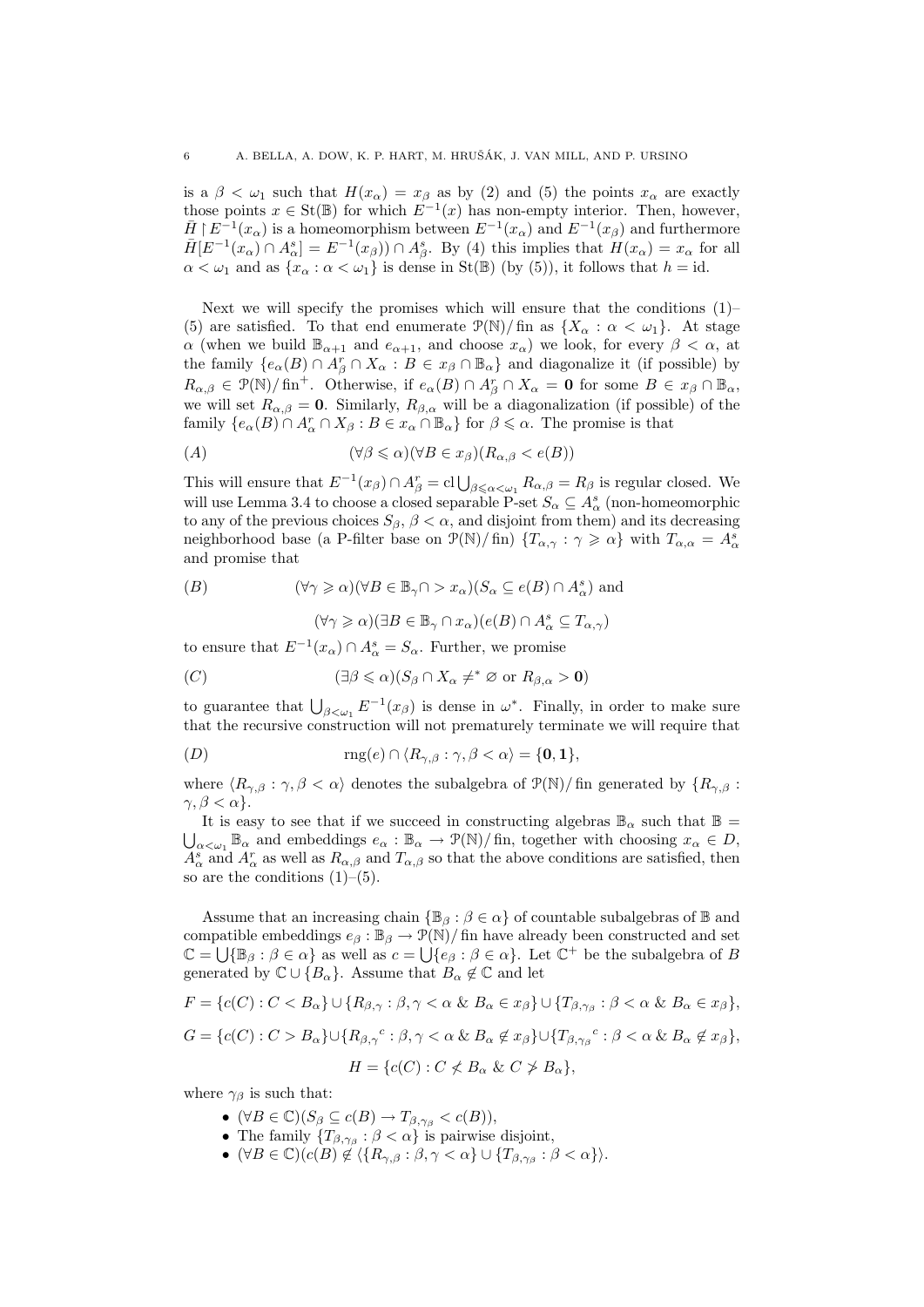is a $\beta < \omega_1$ such that $H(x_\alpha) = x_\beta$ as by (2) and (5) the points $x_\alpha$ are exactly those points $x \in \mathrm{St}(\mathbb{B})$ for which $E^{-1}(x)$ has non-empty interior. Then, however, $\bar{H} \restriction E^{-1}(x_\alpha)$ is a homeomorphism between $E^{-1}(x_\alpha)$ and $E^{-1}(x_\beta)$ and furthermore $\bar{H}[E^{-1}(x_\alpha) \cap A^s_\alpha] = E^{-1}(x_\beta)) \cap A^s_\beta$. By (4) this implies that $H(x_\alpha) = x_\alpha$ for all $\alpha < \omega_1$ and as $\{x_\alpha : \alpha < \omega_1\}$ is dense in $\mathrm{St}(\mathbb{B})$ (by (5)), it follows that $h = \mathrm{id}$.

Next we will specify the promises which will ensure that the conditions (1)–(5) are satisfied. To that end enumerate $\mathcal{P}(\mathbb{N})/\mathrm{fin}$ as $\{X_\alpha : \alpha < \omega_1\}$. At stage $\alpha$ (when we build $\mathbb{B}_{\alpha+1}$ and $e_{\alpha+1}$, and choose $x_\alpha$) we look, for every $\beta < \alpha$, at the family $\{e_\alpha(B) \cap A^r_\beta \cap X_\alpha : B \in x_\beta \cap \mathbb{B}_\alpha\}$ and diagonalize it (if possible) by $R_{\alpha,\beta} \in \mathcal{P}(\mathbb{N})/\mathrm{fin}^+$. Otherwise, if $e_\alpha(B) \cap A^r_\beta \cap X_\alpha = \mathbf{0}$ for some $B \in x_\beta \cap \mathbb{B}_\alpha$, we will set $R_{\alpha,\beta} = \mathbf{0}$. Similarly, $R_{\beta,\alpha}$ will be a diagonalization (if possible) of the family $\{e_\alpha(B) \cap A^r_\alpha \cap X_\beta : B \in x_\alpha \cap \mathbb{B}_\alpha\}$ for $\beta \leqslant \alpha$. The promise is that

$$(A) \qquad (\forall \beta \leqslant \alpha)(\forall B \in x_\beta)(R_{\alpha,\beta} < e(B))$$

This will ensure that $E^{-1}(x_\beta) \cap A^r_\beta = \mathrm{cl} \bigcup_{\beta \leqslant \alpha < \omega_1} R_{\alpha,\beta} = R_\beta$ is regular closed. We will use Lemma 3.4 to choose a closed separable P-set $S_\alpha \subseteq A^s_\alpha$ (non-homeomorphic to any of the previous choices $S_\beta$, $\beta < \alpha$, and disjoint from them) and its decreasing neighborhood base (a P-filter base on $\mathcal{P}(\mathbb{N})/\mathrm{fin}$) $\{T_{\alpha,\gamma} : \gamma \geqslant \alpha\}$ with $T_{\alpha,\alpha} = A^s_\alpha$ and promise that

$$(B) \qquad (\forall \gamma \geqslant \alpha)(\forall B \in \mathbb{B}_\gamma \cap > x_\alpha)(S_\alpha \subseteq e(B) \cap A^s_\alpha) \text{ and}$$

$$(\forall \gamma \geqslant \alpha)(\exists B \in \mathbb{B}_\gamma \cap x_\alpha)(e(B) \cap A^s_\alpha \subseteq T_{\alpha,\gamma})$$

to ensure that $E^{-1}(x_\alpha) \cap A^s_\alpha = S_\alpha$. Further, we promise

$$(C) \qquad (\exists \beta \leqslant \alpha)(S_\beta \cap X_\alpha \neq^* \varnothing \text{ or } R_{\beta,\alpha} > \mathbf{0})$$

to guarantee that $\bigcup_{\beta < \omega_1} E^{-1}(x_\beta)$ is dense in $\omega^*$. Finally, in order to make sure that the recursive construction will not prematurely terminate we will require that

$$(D) \qquad \mathrm{rng}(e) \cap \langle R_{\gamma,\beta} : \gamma, \beta < \alpha \rangle = \{\mathbf{0}, \mathbf{1}\},$$

where $\langle R_{\gamma,\beta} : \gamma, \beta < \alpha\rangle$ denotes the subalgebra of $\mathcal{P}(\mathbb{N})/\mathrm{fin}$ generated by $\{R_{\gamma,\beta} : \gamma, \beta < \alpha\}$.

It is easy to see that if we succeed in constructing algebras $\mathbb{B}_\alpha$ such that $\mathbb{B} = \bigcup_{\alpha < \omega_1} \mathbb{B}_\alpha$ and embeddings $e_\alpha : \mathbb{B}_\alpha \to \mathcal{P}(\mathbb{N})/\mathrm{fin}$, together with choosing $x_\alpha \in D$, $A^s_\alpha$ and $A^r_\alpha$ as well as $R_{\alpha,\beta}$ and $T_{\alpha,\beta}$ so that the above conditions are satisfied, then so are the conditions (1)–(5).

Assume that an increasing chain $\{\mathbb{B}_\beta : \beta \in \alpha\}$ of countable subalgebras of $\mathbb{B}$ and compatible embeddings $e_\beta : \mathbb{B}_\beta \to \mathcal{P}(\mathbb{N})/\mathrm{fin}$ have already been constructed and set $\mathbb{C} = \bigcup\{\mathbb{B}_\beta : \beta \in \alpha\}$ as well as $c = \bigcup\{e_\beta : \beta \in \alpha\}$. Let $\mathbb{C}^+$ be the subalgebra of $B$ generated by $\mathbb{C} \cup \{B_\alpha\}$. Assume that $B_\alpha \notin \mathbb{C}$ and let

$$F = \{c(C) : C < B_\alpha\} \cup \{R_{\beta,\gamma} : \beta, \gamma < \alpha \;\&\; B_\alpha \in x_\beta\} \cup \{T_{\beta,\gamma_\beta} : \beta < \alpha \;\&\; B_\alpha \in x_\beta\},$$

$$G = \{c(C) : C > B_\alpha\} \cup \{{R_{\beta,\gamma}}^c : \beta, \gamma < \alpha \;\&\; B_\alpha \notin x_\beta\} \cup \{{T_{\beta,\gamma_\beta}}^c : \beta < \alpha \;\&\; B_\alpha \notin x_\beta\},$$

$$H = \{c(C) : C \not< B_\alpha \;\&\; C \not> B_\alpha\},$$

where $\gamma_\beta$ is such that:

- $(\forall B \in \mathbb{C})(S_\beta \subseteq c(B) \to T_{\beta,\gamma_\beta} < c(B))$,
- The family $\{T_{\beta,\gamma_\beta} : \beta < \alpha\}$ is pairwise disjoint,
- $(\forall B \in \mathbb{C})(c(B) \notin \langle \{R_{\gamma,\beta} : \beta, \gamma < \alpha\} \cup \{T_{\beta,\gamma_\beta} : \beta < \alpha\} \rangle$.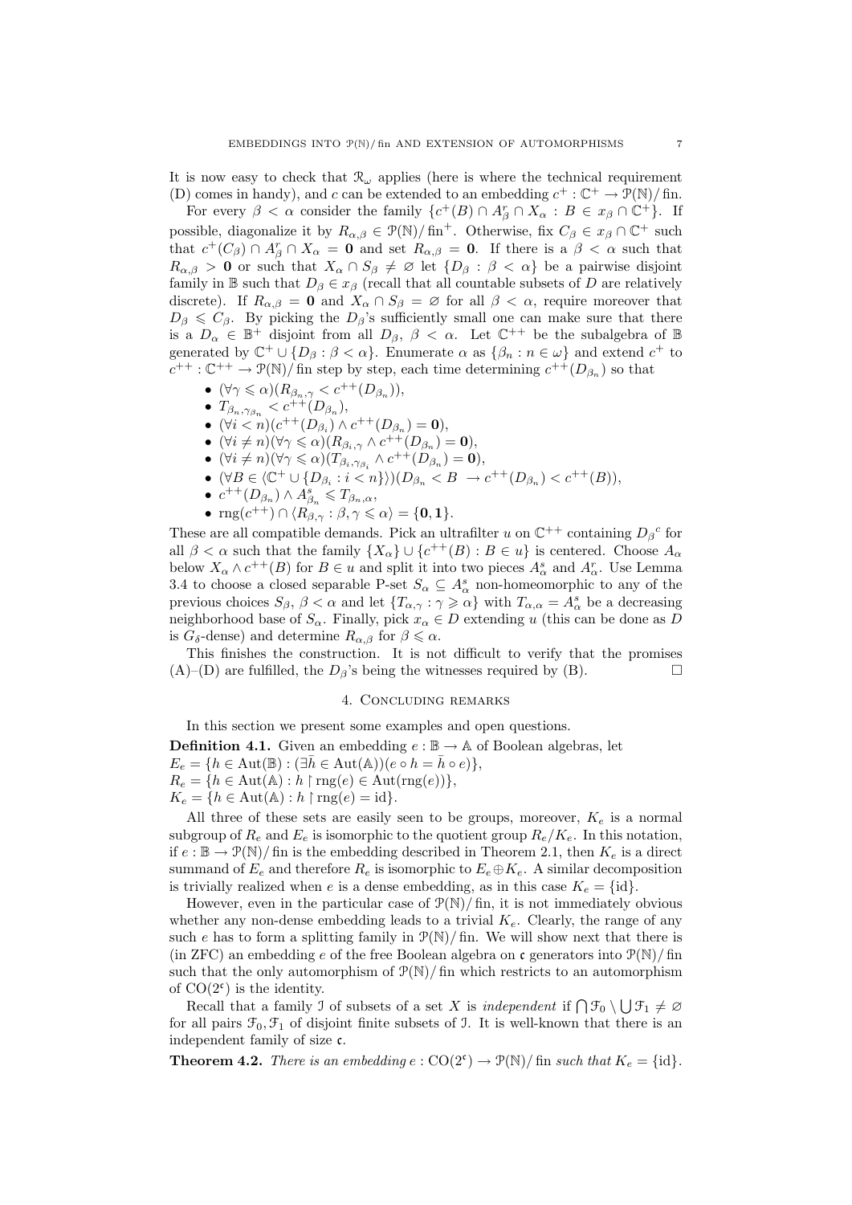It is now easy to check that $\mathcal{R}_\omega$ applies (here is where the technical requirement (D) comes in handy), and $c$ can be extended to an embedding $c^+ : \mathbb{C}^+ \to \mathcal{P}(\mathbb{N})/\operatorname{fin}$.

For every $\beta < \alpha$ consider the family $\{c^+(B) \cap A^r_\beta \cap X_\alpha : B \in x_\beta \cap \mathbb{C}^+\}$. If possible, diagonalize it by $R_{\alpha,\beta} \in \mathcal{P}(\mathbb{N})/\operatorname{fin}^+$. Otherwise, fix $C_\beta \in x_\beta \cap \mathbb{C}^+$ such that $c^+(C_\beta) \cap A^r_\beta \cap X_\alpha = \mathbf{0}$ and set $R_{\alpha,\beta} = \mathbf{0}$. If there is a $\beta < \alpha$ such that $R_{\alpha,\beta} > \mathbf{0}$ or such that $X_\alpha \cap S_\beta \neq \varnothing$ let $\{D_\beta : \beta < \alpha\}$ be a pairwise disjoint family in $\mathbb{B}$ such that $D_\beta \in x_\beta$ (recall that all countable subsets of $D$ are relatively discrete). If $R_{\alpha,\beta} = \mathbf{0}$ and $X_\alpha \cap S_\beta = \varnothing$ for all $\beta < \alpha$, require moreover that $D_\beta \leqslant C_\beta$. By picking the $D_\beta$'s sufficiently small one can make sure that there is a $D_\alpha \in \mathbb{B}^+$ disjoint from all $D_\beta$, $\beta < \alpha$. Let $\mathbb{C}^{++}$ be the subalgebra of $\mathbb{B}$ generated by $\mathbb{C}^+ \cup \{D_\beta : \beta < \alpha\}$. Enumerate $\alpha$ as $\{\beta_n : n \in \omega\}$ and extend $c^+$ to $c^{++} : \mathbb{C}^{++} \to \mathcal{P}(\mathbb{N})/\operatorname{fin}$ step by step, each time determining $c^{++}(D_{\beta_n})$ so that

- $(\forall \gamma \leqslant \alpha)(R_{\beta_n,\gamma} < c^{++}(D_{\beta_n}))$,
- $T_{\beta_n,\gamma_{\beta_n}} < c^{++}(D_{\beta_n})$,
- $(\forall i < n)(c^{++}(D_{\beta_i}) \wedge c^{++}(D_{\beta_n}) = \mathbf{0})$,
- $(\forall i \neq n)(\forall \gamma \leqslant \alpha)(R_{\beta_i,\gamma} \wedge c^{++}(D_{\beta_n}) = \mathbf{0})$,
- $(\forall i \neq n)(\forall \gamma \leqslant \alpha)(T_{\beta_i,\gamma_{\beta_i}} \wedge c^{++}(D_{\beta_n}) = \mathbf{0})$,
- $(\forall B \in \langle \mathbb{C}^+ \cup \{D_{\beta_i} : i < n\}\rangle)(D_{\beta_n} < B \ \to c^{++}(D_{\beta_n}) < c^{++}(B))$,
- $c^{++}(D_{\beta_n}) \wedge A^s_{\beta_n} \leqslant T_{\beta_n,\alpha}$,
- $\operatorname{rng}(c^{++}) \cap \langle R_{\beta,\gamma} : \beta, \gamma \leqslant \alpha\rangle = \{\mathbf{0}, \mathbf{1}\}$.

These are all compatible demands. Pick an ultrafilter $u$ on $\mathbb{C}^{++}$ containing ${D_\beta}^c$ for all $\beta < \alpha$ such that the family $\{X_\alpha\} \cup \{c^{++}(B) : B \in u\}$ is centered. Choose $A_\alpha$ below $X_\alpha \wedge c^{++}(B)$ for $B \in u$ and split it into two pieces $A^s_\alpha$ and $A^r_\alpha$. Use Lemma 3.4 to choose a closed separable P-set $S_\alpha \subseteq A^s_\alpha$ non-homeomorphic to any of the previous choices $S_\beta$, $\beta < \alpha$ and let $\{T_{\alpha,\gamma} : \gamma \geqslant \alpha\}$ with $T_{\alpha,\alpha} = A^s_\alpha$ be a decreasing neighborhood base of $S_\alpha$. Finally, pick $x_\alpha \in D$ extending $u$ (this can be done as $D$ is $G_\delta$-dense) and determine $R_{\alpha,\beta}$ for $\beta \leqslant \alpha$.

This finishes the construction. It is not difficult to verify that the promises (A)–(D) are fulfilled, the $D_\beta$'s being the witnesses required by (B). □

## 4. Concluding remarks

In this section we present some examples and open questions.

**Definition 4.1.** Given an embedding $e : \mathbb{B} \to \mathbb{A}$ of Boolean algebras, let
$E_e = \{h \in \operatorname{Aut}(\mathbb{B}) : (\exists \bar{h} \in \operatorname{Aut}(\mathbb{A}))(e \circ h = \bar{h} \circ e)\}$,
$R_e = \{h \in \operatorname{Aut}(\mathbb{A}) : h \restriction \operatorname{rng}(e) \in \operatorname{Aut}(\operatorname{rng}(e))\}$,
$K_e = \{h \in \operatorname{Aut}(\mathbb{A}) : h \restriction \operatorname{rng}(e) = \operatorname{id}\}$.

All three of these sets are easily seen to be groups, moreover, $K_e$ is a normal subgroup of $R_e$ and $E_e$ is isomorphic to the quotient group $R_e/K_e$. In this notation, if $e : \mathbb{B} \to \mathcal{P}(\mathbb{N})/\operatorname{fin}$ is the embedding described in Theorem 2.1, then $K_e$ is a direct summand of $E_e$ and therefore $R_e$ is isomorphic to $E_e \oplus K_e$. A similar decomposition is trivially realized when $e$ is a dense embedding, as in this case $K_e = \{\operatorname{id}\}$.

However, even in the particular case of $\mathcal{P}(\mathbb{N})/\operatorname{fin}$, it is not immediately obvious whether any non-dense embedding leads to a trivial $K_e$. Clearly, the range of any such $e$ has to form a splitting family in $\mathcal{P}(\mathbb{N})/\operatorname{fin}$. We will show next that there is (in ZFC) an embedding $e$ of the free Boolean algebra on $\mathfrak{c}$ generators into $\mathcal{P}(\mathbb{N})/\operatorname{fin}$ such that the only automorphism of $\mathcal{P}(\mathbb{N})/\operatorname{fin}$ which restricts to an automorphism of $\operatorname{CO}(2^\mathfrak{c})$ is the identity.

Recall that a family $\mathcal{I}$ of subsets of a set $X$ is *independent* if $\bigcap \mathcal{F}_0 \setminus \bigcup \mathcal{F}_1 \neq \varnothing$ for all pairs $\mathcal{F}_0, \mathcal{F}_1$ of disjoint finite subsets of $\mathcal{I}$. It is well-known that there is an independent family of size $\mathfrak{c}$.

**Theorem 4.2.** *There is an embedding $e : \operatorname{CO}(2^\mathfrak{c}) \to \mathcal{P}(\mathbb{N})/\operatorname{fin}$ such that $K_e = \{\operatorname{id}\}$.*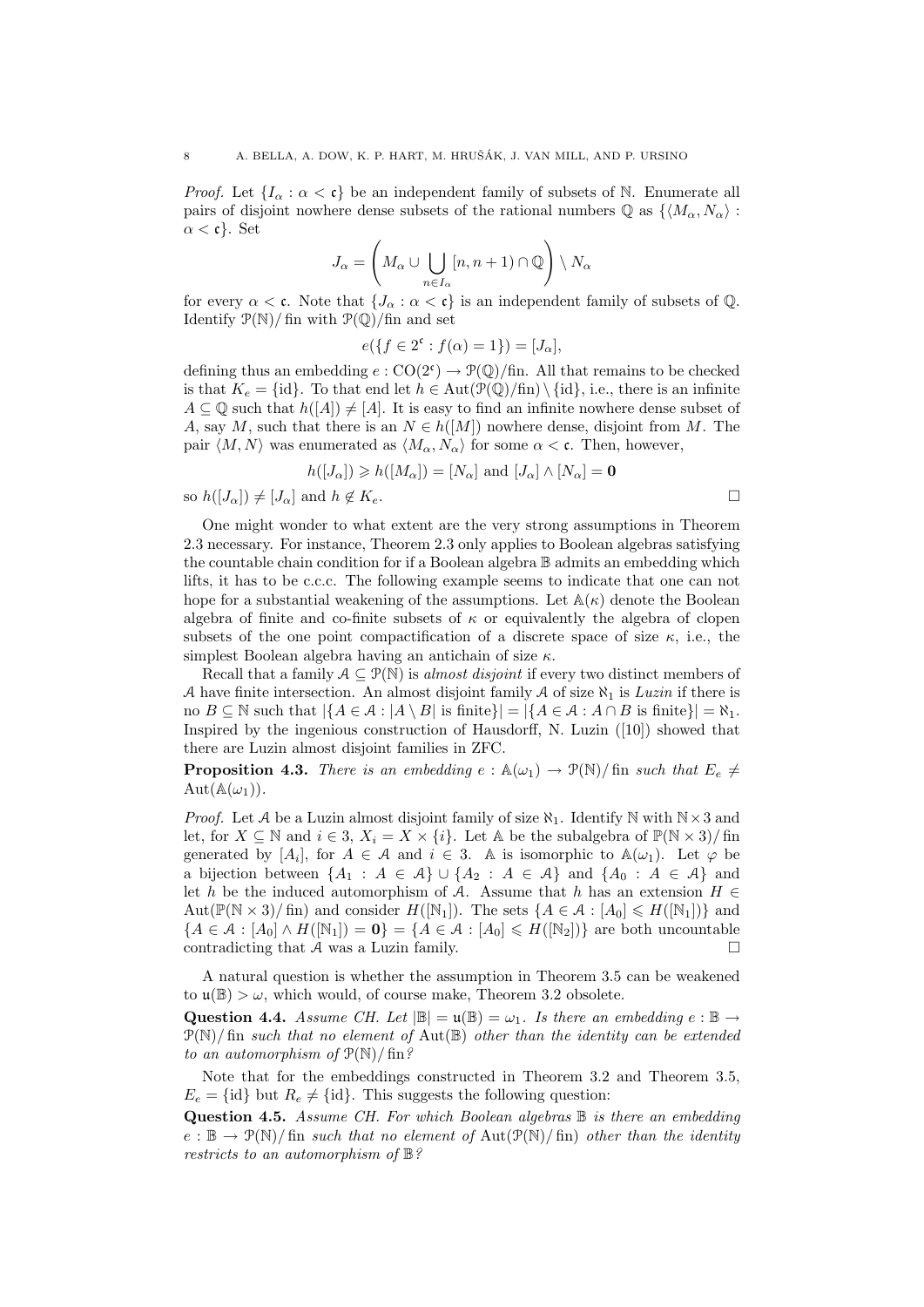*Proof.* Let $\{I_\alpha : \alpha < \mathfrak{c}\}$ be an independent family of subsets of $\mathbb{N}$. Enumerate all pairs of disjoint nowhere dense subsets of the rational numbers $\mathbb{Q}$ as $\{\langle M_\alpha, N_\alpha\rangle : \alpha < \mathfrak{c}\}$. Set

$$J_\alpha = \left( M_\alpha \cup \bigcup_{n \in I_\alpha} [n, n+1) \cap \mathbb{Q} \right) \setminus N_\alpha$$

for every $\alpha < \mathfrak{c}$. Note that $\{J_\alpha : \alpha < \mathfrak{c}\}$ is an independent family of subsets of $\mathbb{Q}$. Identify $\mathcal{P}(\mathbb{N})/\operatorname{fin}$ with $\mathcal{P}(\mathbb{Q})/\operatorname{fin}$ and set

$$e(\{f \in 2^{\mathfrak{c}} : f(\alpha) = 1\}) = [J_\alpha],$$

defining thus an embedding $e : \mathrm{CO}(2^{\mathfrak{c}}) \to \mathcal{P}(\mathbb{Q})/\mathrm{fin}$. All that remains to be checked is that $K_e = \{\mathrm{id}\}$. To that end let $h \in \mathrm{Aut}(\mathcal{P}(\mathbb{Q})/\mathrm{fin}) \setminus \{\mathrm{id}\}$, i.e., there is an infinite $A \subseteq \mathbb{Q}$ such that $h([A]) \neq [A]$. It is easy to find an infinite nowhere dense subset of $A$, say $M$, such that there is an $N \in h([M])$ nowhere dense, disjoint from $M$. The pair $\langle M, N\rangle$ was enumerated as $\langle M_\alpha, N_\alpha\rangle$ for some $\alpha < \mathfrak{c}$. Then, however,

$$h([J_\alpha]) \geqslant h([M_\alpha]) = [N_\alpha] \text{ and } [J_\alpha] \wedge [N_\alpha] = \mathbf{0}$$

so $h([J_\alpha]) \neq [J_\alpha]$ and $h \notin K_e$. □

One might wonder to what extent are the very strong assumptions in Theorem 2.3 necessary. For instance, Theorem 2.3 only applies to Boolean algebras satisfying the countable chain condition for if a Boolean algebra $\mathbb{B}$ admits an embedding which lifts, it has to be c.c.c. The following example seems to indicate that one can not hope for a substantial weakening of the assumptions. Let $\mathbb{A}(\kappa)$ denote the Boolean algebra of finite and co-finite subsets of $\kappa$ or equivalently the algebra of clopen subsets of the one point compactification of a discrete space of size $\kappa$, i.e., the simplest Boolean algebra having an antichain of size $\kappa$.

Recall that a family $\mathcal{A} \subseteq \mathcal{P}(\mathbb{N})$ is *almost disjoint* if every two distinct members of $\mathcal{A}$ have finite intersection. An almost disjoint family $\mathcal{A}$ of size $\aleph_1$ is *Luzin* if there is no $B \subseteq \mathbb{N}$ such that $|\{A \in \mathcal{A} : |A \setminus B| \text{ is finite}\}| = |\{A \in \mathcal{A} : A \cap B \text{ is finite}\}| = \aleph_1$. Inspired by the ingenious construction of Hausdorff, N. Luzin ([10]) showed that there are Luzin almost disjoint families in ZFC.

**Proposition 4.3.** *There is an embedding $e : \mathbb{A}(\omega_1) \to \mathcal{P}(\mathbb{N})/\operatorname{fin}$ such that $E_e \neq \mathrm{Aut}(\mathbb{A}(\omega_1))$.*

*Proof.* Let $\mathcal{A}$ be a Luzin almost disjoint family of size $\aleph_1$. Identify $\mathbb{N}$ with $\mathbb{N} \times 3$ and let, for $X \subseteq \mathbb{N}$ and $i \in 3$, $X_i = X \times \{i\}$. Let $\mathbb{A}$ be the subalgebra of $\mathbb{P}(\mathbb{N} \times 3)/\operatorname{fin}$ generated by $[A_i]$, for $A \in \mathcal{A}$ and $i \in 3$. $\mathbb{A}$ is isomorphic to $\mathbb{A}(\omega_1)$. Let $\varphi$ be a bijection between $\{A_1 : A \in \mathcal{A}\} \cup \{A_2 : A \in \mathcal{A}\}$ and $\{A_0 : A \in \mathcal{A}\}$ and let $h$ be the induced automorphism of $\mathcal{A}$. Assume that $h$ has an extension $H \in \mathrm{Aut}(\mathbb{P}(\mathbb{N} \times 3)/\operatorname{fin})$ and consider $H([\mathbb{N}_1])$. The sets $\{A \in \mathcal{A} : [A_0] \leqslant H([\mathbb{N}_1])\}$ and $\{A \in \mathcal{A} : [A_0] \wedge H([\mathbb{N}_1]) = \mathbf{0}\} = \{A \in \mathcal{A} : [A_0] \leqslant H([\mathbb{N}_2])\}$ are both uncountable contradicting that $\mathcal{A}$ was a Luzin family. □

A natural question is whether the assumption in Theorem 3.5 can be weakened to $\mathfrak{u}(\mathbb{B}) > \omega$, which would, of course make, Theorem 3.2 obsolete.

**Question 4.4.** *Assume CH. Let $|\mathbb{B}| = \mathfrak{u}(\mathbb{B}) = \omega_1$. Is there an embedding $e : \mathbb{B} \to \mathcal{P}(\mathbb{N})/\operatorname{fin}$ such that no element of $\mathrm{Aut}(\mathbb{B})$ other than the identity can be extended to an automorphism of $\mathcal{P}(\mathbb{N})/\operatorname{fin}$?*

Note that for the embeddings constructed in Theorem 3.2 and Theorem 3.5, $E_e = \{\mathrm{id}\}$ but $R_e \neq \{\mathrm{id}\}$. This suggests the following question:

**Question 4.5.** *Assume CH. For which Boolean algebras $\mathbb{B}$ is there an embedding $e : \mathbb{B} \to \mathcal{P}(\mathbb{N})/\operatorname{fin}$ such that no element of $\mathrm{Aut}(\mathcal{P}(\mathbb{N})/\operatorname{fin})$ other than the identity restricts to an automorphism of $\mathbb{B}$?*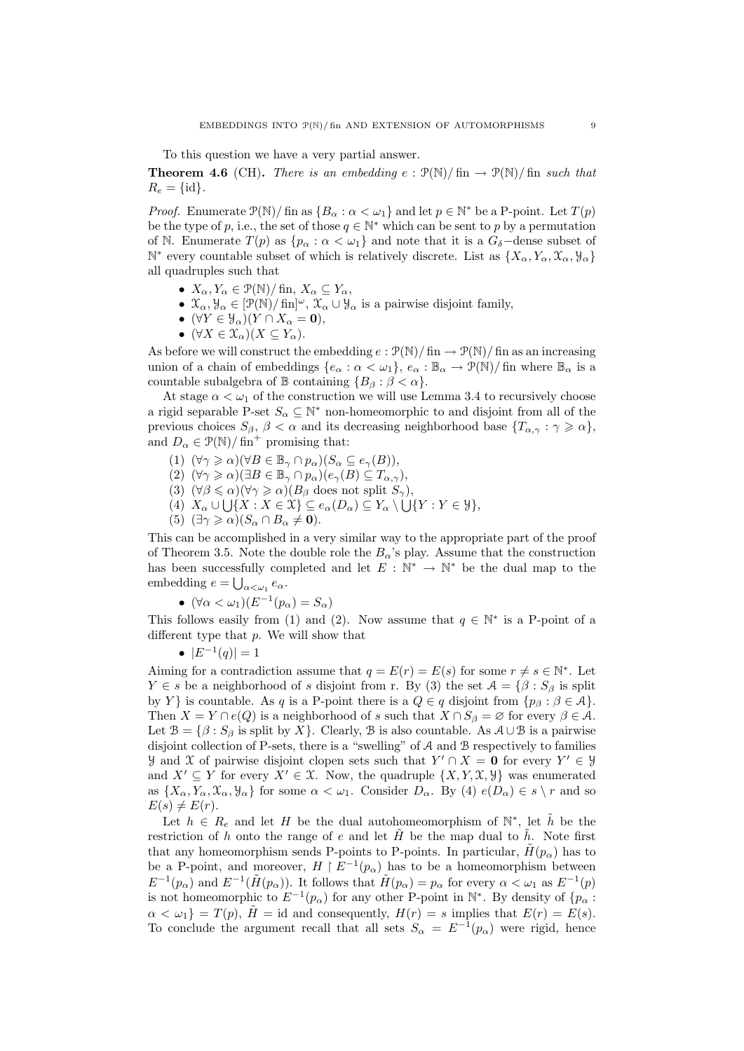To this question we have a very partial answer.

**Theorem 4.6** (CH)**.** *There is an embedding $e : \mathcal{P}(\mathbb{N})/\operatorname{fin} \to \mathcal{P}(\mathbb{N})/\operatorname{fin}$ such that $R_e = \{\mathrm{id}\}$.*

*Proof.* Enumerate $\mathcal{P}(\mathbb{N})/\operatorname{fin}$ as $\{B_\alpha : \alpha < \omega_1\}$ and let $p \in \mathbb{N}^*$ be a P-point. Let $T(p)$ be the type of $p$, i.e., the set of those $q \in \mathbb{N}^*$ which can be sent to $p$ by a permutation of $\mathbb{N}$. Enumerate $T(p)$ as $\{p_\alpha : \alpha < \omega_1\}$ and note that it is a $G_\delta$−dense subset of $\mathbb{N}^*$ every countable subset of which is relatively discrete. List as $\{X_\alpha, Y_\alpha, \mathcal{X}_\alpha, \mathcal{Y}_\alpha\}$ all quadruples such that

- $X_\alpha, Y_\alpha \in \mathcal{P}(\mathbb{N})/\operatorname{fin}$, $X_\alpha \subseteq Y_\alpha$,
- $\mathcal{X}_\alpha, \mathcal{Y}_\alpha \in [\mathcal{P}(\mathbb{N})/\operatorname{fin}]^\omega$, $\mathcal{X}_\alpha \cup \mathcal{Y}_\alpha$ is a pairwise disjoint family,
- $(\forall Y \in \mathcal{Y}_\alpha)(Y \cap X_\alpha = \mathbf{0})$,
- $(\forall X \in \mathcal{X}_\alpha)(X \subseteq Y_\alpha)$.

As before we will construct the embedding $e : \mathcal{P}(\mathbb{N})/\operatorname{fin} \to \mathcal{P}(\mathbb{N})/\operatorname{fin}$ as an increasing union of a chain of embeddings $\{e_\alpha : \alpha < \omega_1\}$, $e_\alpha : \mathbb{B}_\alpha \to \mathcal{P}(\mathbb{N})/\operatorname{fin}$ where $\mathbb{B}_\alpha$ is a countable subalgebra of $\mathbb{B}$ containing $\{B_\beta : \beta < \alpha\}$.

At stage $\alpha < \omega_1$ of the construction we will use Lemma 3.4 to recursively choose a rigid separable P-set $S_\alpha \subseteq \mathbb{N}^*$ non-homeomorphic to and disjoint from all of the previous choices $S_\beta$, $\beta < \alpha$ and its decreasing neighborhood base $\{T_{\alpha,\gamma} : \gamma \geqslant \alpha\}$, and $D_\alpha \in \mathcal{P}(\mathbb{N})/\operatorname{fin}^+$ promising that:

(1) $(\forall \gamma \geqslant \alpha)(\forall B \in \mathbb{B}_\gamma \cap p_\alpha)(S_\alpha \subseteq e_\gamma(B))$,
(2) $(\forall \gamma \geqslant \alpha)(\exists B \in \mathbb{B}_\gamma \cap p_\alpha)(e_\gamma(B) \subseteq T_{\alpha,\gamma})$,
(3) $(\forall \beta \leqslant \alpha)(\forall \gamma \geqslant \alpha)(B_\beta$ does not split $S_\gamma)$,
(4) $X_\alpha \cup \bigcup\{X : X \in \mathcal{X}\} \subseteq e_\alpha(D_\alpha) \subseteq Y_\alpha \setminus \bigcup\{Y : Y \in \mathcal{Y}\}$,
(5) $(\exists \gamma \geqslant \alpha)(S_\alpha \cap B_\alpha \neq \mathbf{0})$.

This can be accomplished in a very similar way to the appropriate part of the proof of Theorem 3.5. Note the double role the $B_\alpha$'s play. Assume that the construction has been successfully completed and let $E : \mathbb{N}^* \to \mathbb{N}^*$ be the dual map to the embedding $e = \bigcup_{\alpha<\omega_1} e_\alpha$.

- $(\forall \alpha < \omega_1)(E^{-1}(p_\alpha) = S_\alpha)$

This follows easily from (1) and (2). Now assume that $q \in \mathbb{N}^*$ is a P-point of a different type that $p$. We will show that

- $|E^{-1}(q)| = 1$

Aiming for a contradiction assume that $q = E(r) = E(s)$ for some $r \neq s \in \mathbb{N}^*$. Let $Y \in s$ be a neighborhood of $s$ disjoint from r. By (3) the set $\mathcal{A} = \{\beta : S_\beta$ is split by $Y\}$ is countable. As $q$ is a P-point there is a $Q \in q$ disjoint from $\{p_\beta : \beta \in \mathcal{A}\}$. Then $X = Y \cap e(Q)$ is a neighborhood of $s$ such that $X \cap S_\beta = \varnothing$ for every $\beta \in \mathcal{A}$. Let $\mathcal{B} = \{\beta : S_\beta$ is split by $X\}$. Clearly, $\mathcal{B}$ is also countable. As $\mathcal{A} \cup \mathcal{B}$ is a pairwise disjoint collection of P-sets, there is a "swelling" of $\mathcal{A}$ and $\mathcal{B}$ respectively to families $\mathcal{Y}$ and $\mathcal{X}$ of pairwise disjoint clopen sets such that $Y' \cap X = \mathbf{0}$ for every $Y' \in \mathcal{Y}$ and $X' \subseteq Y$ for every $X' \in \mathcal{X}$. Now, the quadruple $\{X, Y, \mathcal{X}, \mathcal{Y}\}$ was enumerated as $\{X_\alpha, Y_\alpha, \mathcal{X}_\alpha, \mathcal{Y}_\alpha\}$ for some $\alpha < \omega_1$. Consider $D_\alpha$. By (4) $e(D_\alpha) \in s \setminus r$ and so $E(s) \neq E(r)$.

Let $h \in R_e$ and let $H$ be the dual autohomeomorphism of $\mathbb{N}^*$, let $\tilde{h}$ be the restriction of $h$ onto the range of $e$ and let $\tilde{H}$ be the map dual to $\tilde{h}$. Note first that any homeomorphism sends P-points to P-points. In particular, $\tilde{H}(p_\alpha)$ has to be a P-point, and moreover, $H \restriction E^{-1}(p_\alpha)$ has to be a homeomorphism between $E^{-1}(p_\alpha)$ and $E^{-1}(\tilde{H}(p_\alpha))$. It follows that $\tilde{H}(p_\alpha) = p_\alpha$ for every $\alpha < \omega_1$ as $E^{-1}(p)$ is not homeomorphic to $E^{-1}(p_\alpha)$ for any other P-point in $\mathbb{N}^*$. By density of $\{p_\alpha : \alpha < \omega_1\} = T(p)$, $\tilde{H} = \mathrm{id}$ and consequently, $H(r) = s$ implies that $E(r) = E(s)$. To conclude the argument recall that all sets $S_\alpha = E^{-1}(p_\alpha)$ were rigid, hence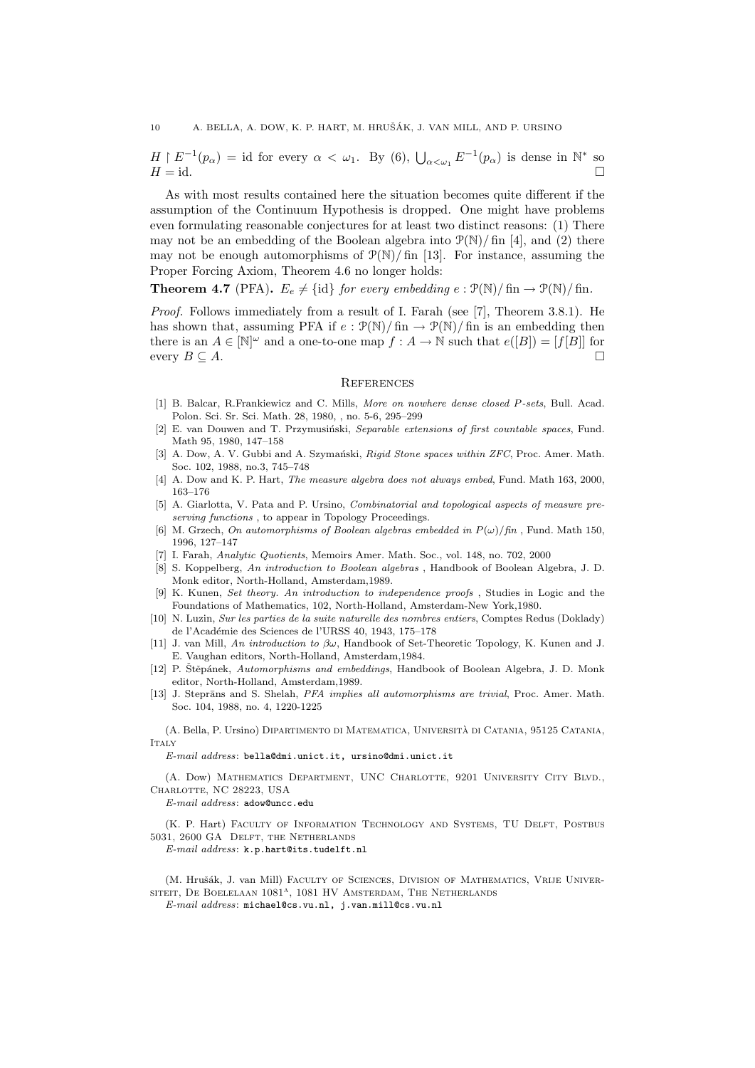$H \restriction E^{-1}(p_\alpha) = \mathrm{id}$ for every $\alpha < \omega_1$. By (6), $\bigcup_{\alpha<\omega_1} E^{-1}(p_\alpha)$ is dense in $\mathbb{N}^*$ so $H = \mathrm{id}$. □

As with most results contained here the situation becomes quite different if the assumption of the Continuum Hypothesis is dropped. One might have problems even formulating reasonable conjectures for at least two distinct reasons: (1) There may not be an embedding of the Boolean algebra into $\mathcal{P}(\mathbb{N})/\mathrm{fin}$ [4], and (2) there may not be enough automorphisms of $\mathcal{P}(\mathbb{N})/\mathrm{fin}$ [13]. For instance, assuming the Proper Forcing Axiom, Theorem 4.6 no longer holds:

**Theorem 4.7** (PFA). *$E_e \neq \{\mathrm{id}\}$ for every embedding $e : \mathcal{P}(\mathbb{N})/\mathrm{fin} \to \mathcal{P}(\mathbb{N})/\mathrm{fin}$.*

*Proof.* Follows immediately from a result of I. Farah (see [7], Theorem 3.8.1). He has shown that, assuming PFA if $e : \mathcal{P}(\mathbb{N})/\mathrm{fin} \to \mathcal{P}(\mathbb{N})/\mathrm{fin}$ is an embedding then there is an $A \in [\mathbb{N}]^\omega$ and a one-to-one map $f : A \to \mathbb{N}$ such that $e([B]) = [f[B]]$ for every $B \subseteq A$. □

## References

[1] B. Balcar, R.Frankiewicz and C. Mills, *More on nowhere dense closed P-sets*, Bull. Acad. Polon. Sci. Sr. Sci. Math. 28, 1980, , no. 5-6, 295–299

[2] E. van Douwen and T. Przymusiński, *Separable extensions of first countable spaces*, Fund. Math 95, 1980, 147–158

[3] A. Dow, A. V. Gubbi and A. Szymański, *Rigid Stone spaces within ZFC*, Proc. Amer. Math. Soc. 102, 1988, no.3, 745–748

[4] A. Dow and K. P. Hart, *The measure algebra does not always embed*, Fund. Math 163, 2000, 163–176

[5] A. Giarlotta, V. Pata and P. Ursino, *Combinatorial and topological aspects of measure preserving functions* , to appear in Topology Proceedings.

[6] M. Grzech, *On automorphisms of Boolean algebras embedded in $P(\omega)/fin$* , Fund. Math 150, 1996, 127–147

[7] I. Farah, *Analytic Quotients*, Memoirs Amer. Math. Soc., vol. 148, no. 702, 2000

[8] S. Koppelberg, *An introduction to Boolean algebras* , Handbook of Boolean Algebra, J. D. Monk editor, North-Holland, Amsterdam,1989.

[9] K. Kunen, *Set theory. An introduction to independence proofs* , Studies in Logic and the Foundations of Mathematics, 102, North-Holland, Amsterdam-New York,1980.

[10] N. Luzin, *Sur les parties de la suite naturelle des nombres entiers*, Comptes Redus (Doklady) de l'Académie des Sciences de l'URSS 40, 1943, 175–178

[11] J. van Mill, *An introduction to $\beta\omega$*, Handbook of Set-Theoretic Topology, K. Kunen and J. E. Vaughan editors, North-Holland, Amsterdam,1984.

[12] P. Štěpánek, *Automorphisms and embeddings*, Handbook of Boolean Algebra, J. D. Monk editor, North-Holland, Amsterdam,1989.

[13] J. Steprāns and S. Shelah, *PFA implies all automorphisms are trivial*, Proc. Amer. Math. Soc. 104, 1988, no. 4, 1220-1225

(A. Bella, P. Ursino) Dipartimento di Matematica, Università di Catania, 95125 Catania, Italy

*E-mail address*: bella@dmi.unict.it, ursino@dmi.unict.it

(A. Dow) Mathematics Department, UNC Charlotte, 9201 University City Blvd., Charlotte, NC 28223, USA

*E-mail address*: adow@uncc.edu

(K. P. Hart) Faculty of Information Technology and Systems, TU Delft, Postbus 5031, 2600 GA Delft, the Netherlands

*E-mail address*: k.p.hart@its.tudelft.nl

(M. Hrušák, J. van Mill) Faculty of Sciences, Division of Mathematics, Vrije Universiteit, De Boelelaan 1081[A], 1081 HV Amsterdam, The Netherlands

*E-mail address*: michael@cs.vu.nl, j.van.mill@cs.vu.nl